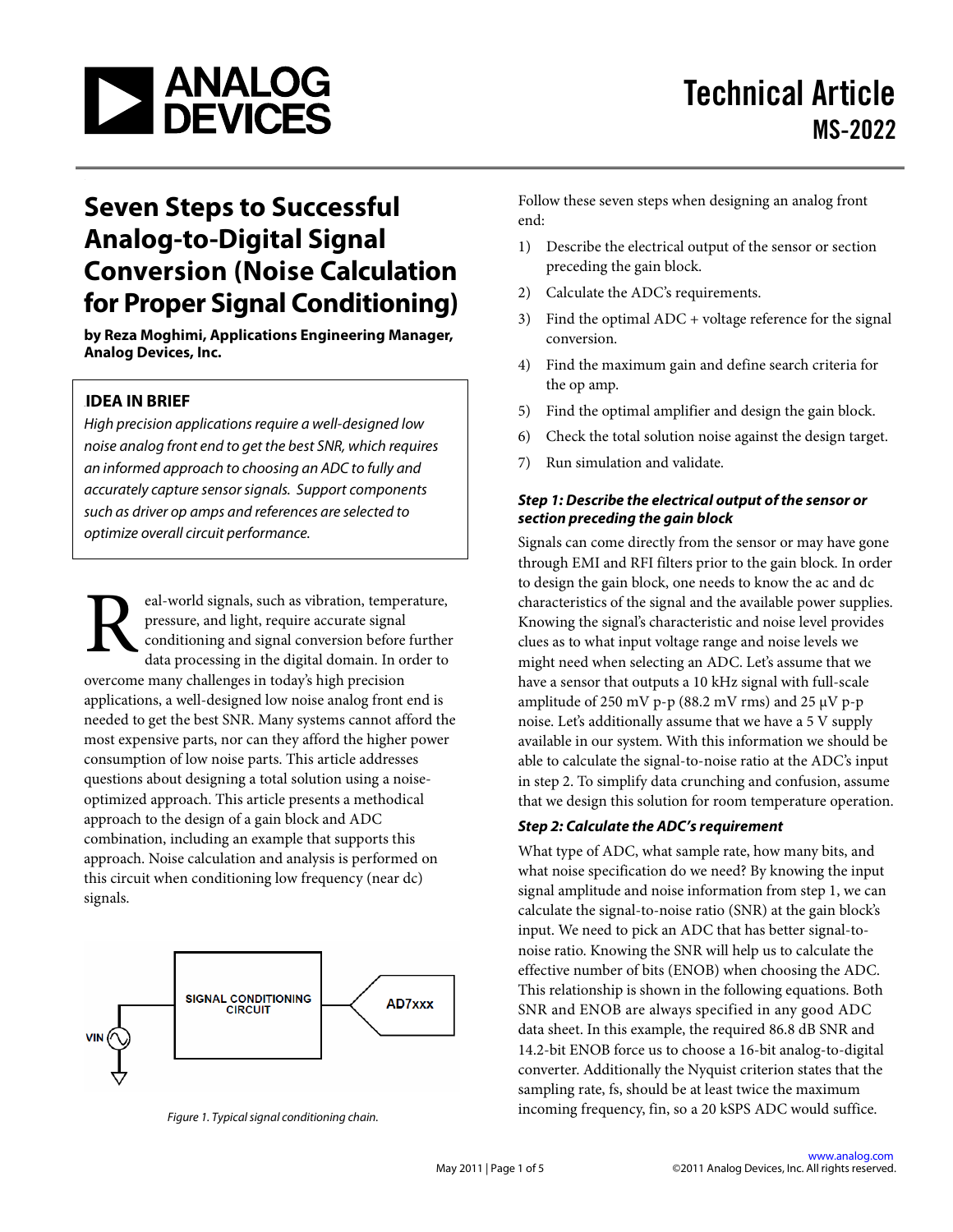Technical Article MS-2022

# Seven Steps to Successful Analog-to-Digital Signal Conversion (Noise Calculation for Proper Signal Conditioning)

**by Reza Moghimi, Applications Engineering Manager, Analog Devices, Inc.**

**IDEA IN BRIEF**

*High precision applications require a well-designed low noise analog front end to get the best SNR, which requires an informed approach to choosing an ADC to fully and accurately capture sensor signals. Support components such as driver op amps and references are selected to optimize overall circuit performance.*

Real-world signals, such as vibration, temperature, pressure, and light, require accurate signal conditioning and signal conversion before further data processing in the digital domain. In order to overcome many challenges in today's high precision applications, a well-designed low noise analog front end is needed to get the best SNR. Many systems cannot afford the most expensive parts, nor can they afford the higher power consumption of low noise parts. This article addresses questions about designing a total solution using a noise-optimized approach. This article presents a methodical approach to the design of a gain block and ADC combination, including an example that supports this approach. Noise calculation and analysis is performed on this circuit when conditioning low frequency (near dc) signals.

SIGNAL CONDITIONING CIRCUIT

AD7xxx

VIN

*Figure 1. Typical signal conditioning chain.*

Follow these seven steps when designing an analog front end:

1) Describe the electrical output of the sensor or section preceding the gain block.
2) Calculate the ADC's requirements.
3) Find the optimal ADC + voltage reference for the signal conversion.
4) Find the maximum gain and define search criteria for the op amp.
5) Find the optimal amplifier and design the gain block.
6) Check the total solution noise against the design target.
7) Run simulation and validate.

***Step 1: Describe the electrical output of the sensor or section preceding the gain block***

Signals can come directly from the sensor or may have gone through EMI and RFI filters prior to the gain block. In order to design the gain block, one needs to know the ac and dc characteristics of the signal and the available power supplies. Knowing the signal's characteristic and noise level provides clues as to what input voltage range and noise levels we might need when selecting an ADC. Let's assume that we have a sensor that outputs a 10 kHz signal with full-scale amplitude of 250 mV p-p (88.2 mV rms) and 25 µV p-p noise. Let's additionally assume that we have a 5 V supply available in our system. With this information we should be able to calculate the signal-to-noise ratio at the ADC's input in step 2. To simplify data crunching and confusion, assume that we design this solution for room temperature operation.

***Step 2: Calculate the ADC's requirement***

What type of ADC, what sample rate, how many bits, and what noise specification do we need? By knowing the input signal amplitude and noise information from step 1, we can calculate the signal-to-noise ratio (SNR) at the gain block's input. We need to pick an ADC that has better signal-to-noise ratio. Knowing the SNR will help us to calculate the effective number of bits (ENOB) when choosing the ADC. This relationship is shown in the following equations. Both SNR and ENOB are always specified in any good ADC data sheet. In this example, the required 86.8 dB SNR and 14.2-bit ENOB force us to choose a 16-bit analog-to-digital converter. Additionally the Nyquist criterion states that the sampling rate, fs, should be at least twice the maximum incoming frequency, fin, so a 20 kSPS ADC would suffice.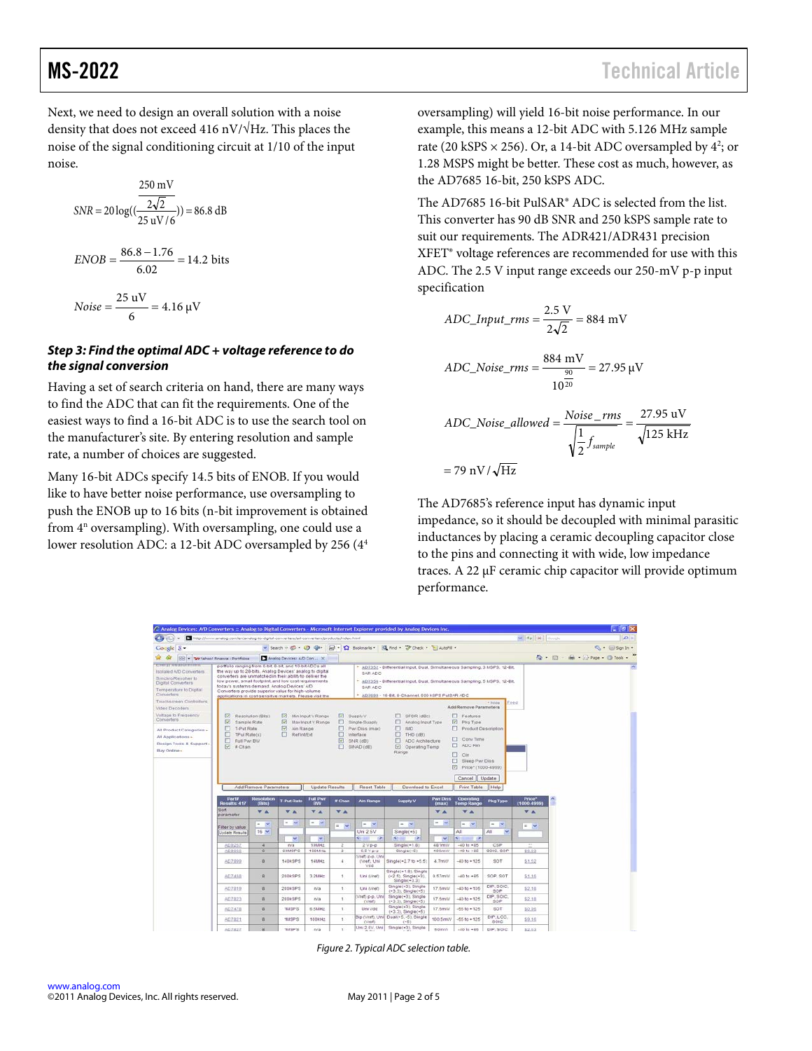Next, we need to design an overall solution with a noise density that does not exceed 416 nV/√Hz. This places the noise of the signal conditioning circuit at 1/10 of the input noise.

$$SNR = 20\log\left(\left(\frac{\frac{250\text{ mV}}{2\sqrt{2}}}{25\text{ uV}/6}\right)\right) = 86.8\text{ dB}$$

$$ENOB = \frac{86.8 - 1.76}{6.02} = 14.2\text{ bits}$$

$$Noise = \frac{25\text{ uV}}{6} = 4.16\ \mu\text{V}$$

### *Step 3: Find the optimal ADC + voltage reference to do the signal conversion*

Having a set of search criteria on hand, there are many ways to find the ADC that can fit the requirements. One of the easiest ways to find a 16-bit ADC is to use the search tool on the manufacturer's site. By entering resolution and sample rate, a number of choices are suggested.

Many 16-bit ADCs specify 14.5 bits of ENOB. If you would like to have better noise performance, use oversampling to push the ENOB up to 16 bits (n-bit improvement is obtained from $4^n$ oversampling). With oversampling, one could use a lower resolution ADC: a 12-bit ADC oversampled by 256 ($4^4$ oversampling) will yield 16-bit noise performance. In our example, this means a 12-bit ADC with 5.126 MHz sample rate (20 kSPS × 256). Or, a 14-bit ADC oversampled by $4^2$; or 1.28 MSPS might be better. These cost as much, however, as the AD7685 16-bit, 250 kSPS ADC.

The AD7685 16-bit PulSAR® ADC is selected from the list. This converter has 90 dB SNR and 250 kSPS sample rate to suit our requirements. The ADR421/ADR431 precision XFET® voltage references are recommended for use with this ADC. The 2.5 V input range exceeds our 250-mV p-p input specification

$$ADC\_Input\_rms = \frac{2.5\text{ V}}{2\sqrt{2}} = 884\text{ mV}$$

$$ADC\_Noise\_rms = \frac{884\text{ mV}}{10^{\frac{90}{20}}} = 27.95\ \mu\text{V}$$

$$ADC\_Noise\_allowed = \frac{Noise\_rms}{\sqrt{\frac{1}{2}f_{sample}}} = \frac{27.95\text{ uV}}{\sqrt{125\text{ kHz}}}$$

$$= 79\text{ nV}/\sqrt{\text{Hz}}$$

The AD7685's reference input has dynamic input impedance, so it should be decoupled with minimal parasitic inductances by placing a ceramic decoupling capacitor close to the pins and connecting it with wide, low impedance traces. A 22 μF ceramic chip capacitor will provide optimum performance.

*Figure 2. Typical ADC selection table.*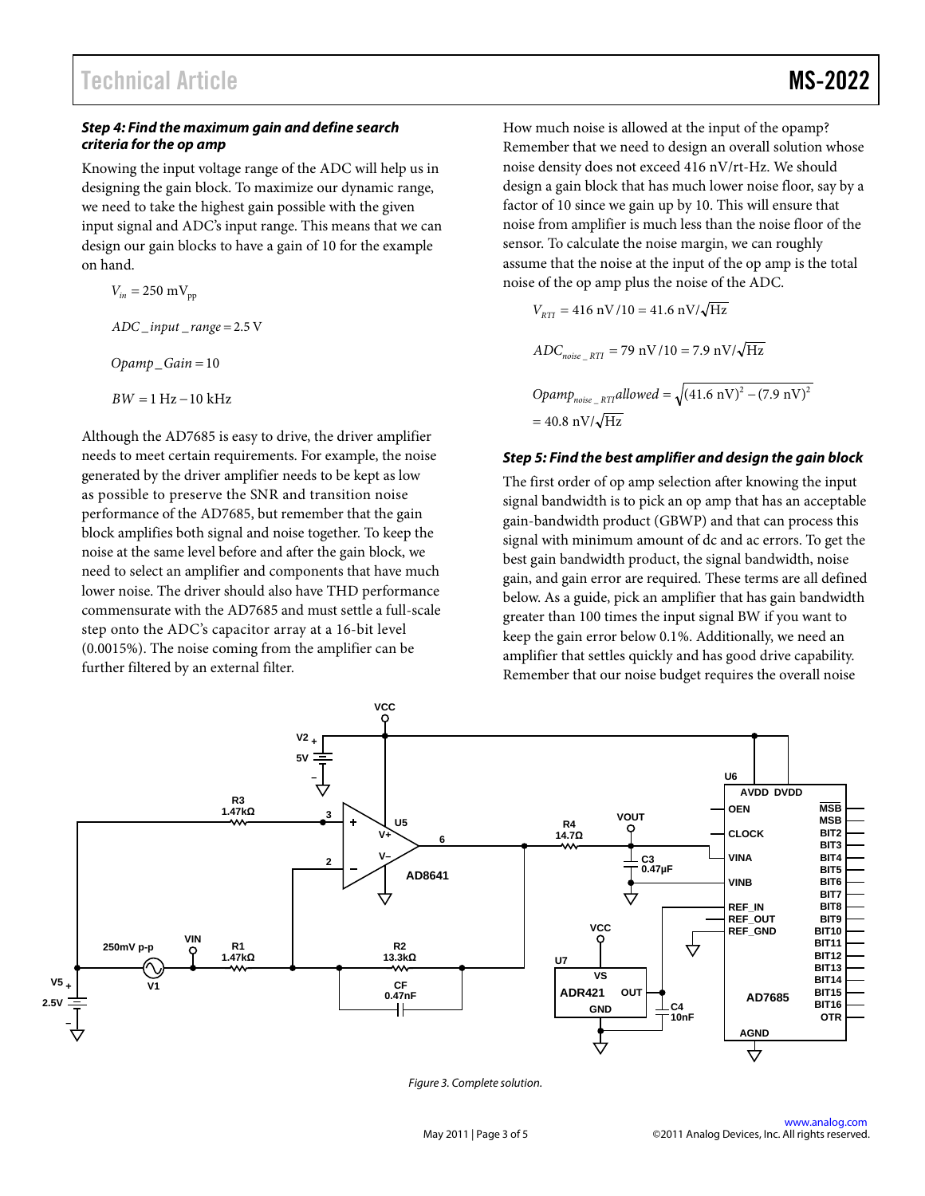### *Step 4: Find the maximum gain and define search criteria for the op amp*

Knowing the input voltage range of the ADC will help us in designing the gain block. To maximize our dynamic range, we need to take the highest gain possible with the given input signal and ADC's input range. This means that we can design our gain blocks to have a gain of 10 for the example on hand.

$$V_{in} = 250\ \text{mV}_{pp}$$

$$ADC\_input\_range = 2.5\ \text{V}$$

$$Opamp\_Gain = 10$$

$$BW = 1\ \text{Hz} - 10\ \text{kHz}$$

Although the AD7685 is easy to drive, the driver amplifier needs to meet certain requirements. For example, the noise generated by the driver amplifier needs to be kept as low as possible to preserve the SNR and transition noise performance of the AD7685, but remember that the gain block amplifies both signal and noise together. To keep the noise at the same level before and after the gain block, we need to select an amplifier and components that have much lower noise. The driver should also have THD performance commensurate with the AD7685 and must settle a full-scale step onto the ADC's capacitor array at a 16-bit level (0.0015%). The noise coming from the amplifier can be further filtered by an external filter.

How much noise is allowed at the input of the opamp? Remember that we need to design an overall solution whose noise density does not exceed 416 nV/rt-Hz. We should design a gain block that has much lower noise floor, say by a factor of 10 since we gain up by 10. This will ensure that noise from amplifier is much less than the noise floor of the sensor. To calculate the noise margin, we can roughly assume that the noise at the input of the op amp is the total noise of the op amp plus the noise of the ADC.

$$V_{RTI} = 416\ \text{nV}/10 = 41.6\ \text{nV}/\sqrt{\text{Hz}}$$

$$ADC_{noise\_RTI} = 79\ \text{nV}/10 = 7.9\ \text{nV}/\sqrt{\text{Hz}}$$

$$Opamp_{noise\_RTI}allowed = \sqrt{(41.6\ \text{nV})^2 - (7.9\ \text{nV})^2}$$
$$= 40.8\ \text{nV}/\sqrt{\text{Hz}}$$

### *Step 5: Find the best amplifier and design the gain block*

The first order of op amp selection after knowing the input signal bandwidth is to pick an op amp that has an acceptable gain-bandwidth product (GBWP) and that can process this signal with minimum amount of dc and ac errors. To get the best gain bandwidth product, the signal bandwidth, noise gain, and gain error are required. These terms are all defined below. As a guide, pick an amplifier that has gain bandwidth greater than 100 times the input signal BW if you want to keep the gain error below 0.1%. Additionally, we need an amplifier that settles quickly and has good drive capability. Remember that our noise budget requires the overall noise

*Figure 3. Complete solution.*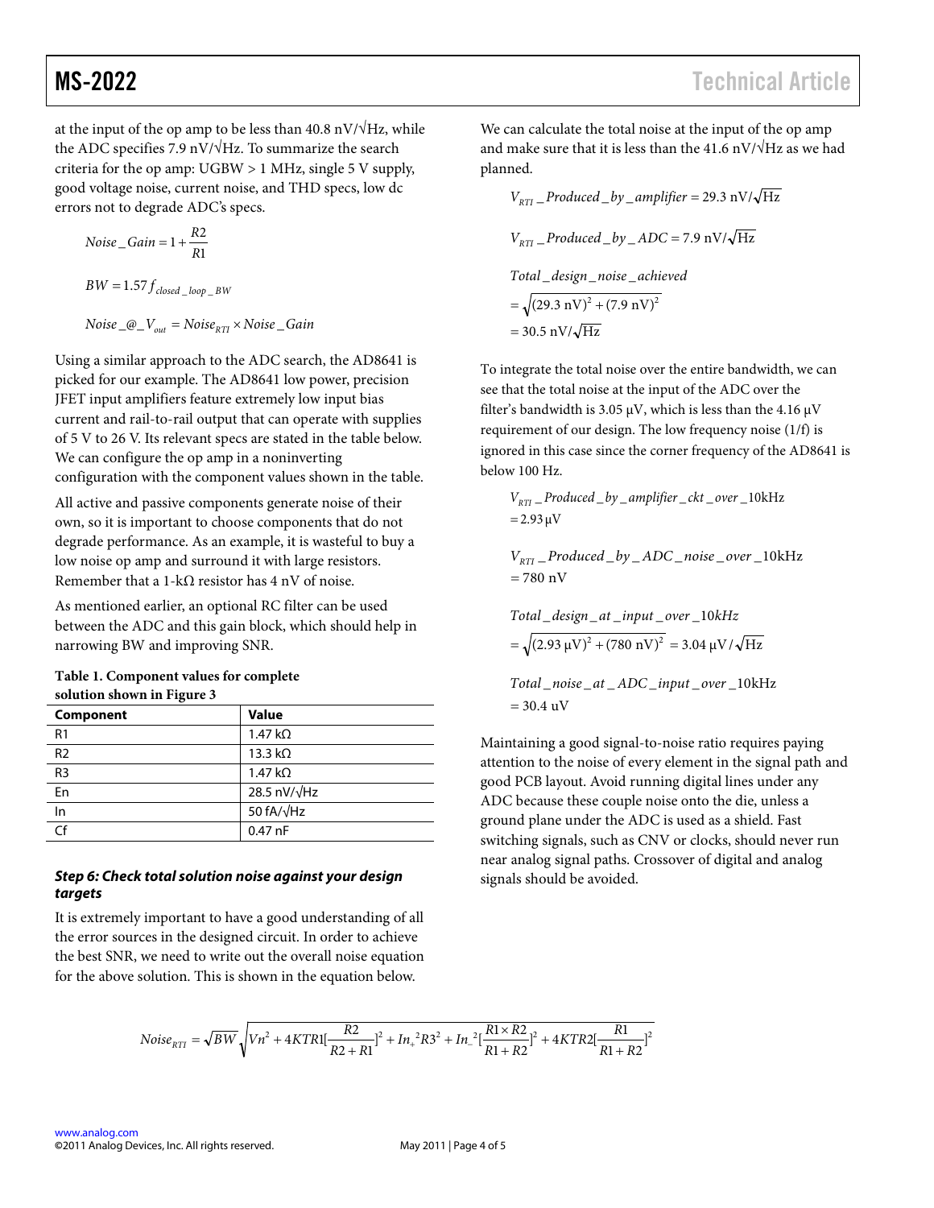at the input of the op amp to be less than 40.8 nV/√Hz, while the ADC specifies 7.9 nV/√Hz. To summarize the search criteria for the op amp: UGBW > 1 MHz, single 5 V supply, good voltage noise, current noise, and THD specs, low dc errors not to degrade ADC's specs.

$$Noise\_Gain = 1 + \frac{R2}{R1}$$

$$BW = 1.57 f_{closed\_loop\_BW}$$

$$Noise\_@\_V_{out} = Noise_{RTI} \times Noise\_Gain$$

Using a similar approach to the ADC search, the AD8641 is picked for our example. The AD8641 low power, precision JFET input amplifiers feature extremely low input bias current and rail-to-rail output that can operate with supplies of 5 V to 26 V. Its relevant specs are stated in the table below. We can configure the op amp in a noninverting configuration with the component values shown in the table.

All active and passive components generate noise of their own, so it is important to choose components that do not degrade performance. As an example, it is wasteful to buy a low noise op amp and surround it with large resistors. Remember that a 1-kΩ resistor has 4 nV of noise.

As mentioned earlier, an optional RC filter can be used between the ADC and this gain block, which should help in narrowing BW and improving SNR.

**Table 1. Component values for complete solution shown in Figure 3**

| Component | Value |
|---|---|
| R1 | 1.47 kΩ |
| R2 | 13.3 kΩ |
| R3 | 1.47 kΩ |
| En | 28.5 nV/√Hz |
| In | 50 fA/√Hz |
| Cf | 0.47 nF |

### *Step 6: Check total solution noise against your design targets*

It is extremely important to have a good understanding of all the error sources in the designed circuit. In order to achieve the best SNR, we need to write out the overall noise equation for the above solution. This is shown in the equation below.

$$Noise_{RTI} = \sqrt{BW}\sqrt{Vn^2 + 4KTR1[\frac{R2}{R2+R1}]^2 + In_+{}^2R3^2 + In_-{}^2[\frac{R1 \times R2}{R1+R2}]^2 + 4KTR2[\frac{R1}{R1+R2}]^2}$$

We can calculate the total noise at the input of the op amp and make sure that it is less than the 41.6 nV/√Hz as we had planned.

$$V_{RTI}\_Produced\_by\_amplifier = 29.3 \text{ nV}/\sqrt{\text{Hz}}$$

$$V_{RTI}\_Produced\_by\_ADC = 7.9 \text{ nV}/\sqrt{\text{Hz}}$$

$$Total\_design\_noise\_achieved = \sqrt{(29.3 \text{ nV})^2 + (7.9 \text{ nV})^2} = 30.5 \text{ nV}/\sqrt{\text{Hz}}$$

To integrate the total noise over the entire bandwidth, we can see that the total noise at the input of the ADC over the filter's bandwidth is 3.05 μV, which is less than the 4.16 μV requirement of our design. The low frequency noise (1/f) is ignored in this case since the corner frequency of the AD8641 is below 100 Hz.

$$V_{RTI}\_Produced\_by\_amplifier\_ckt\_over\_10\text{kHz} = 2.93\,\mu\text{V}$$

$$V_{RTI}\_Produced\_by\_ADC\_noise\_over\_10\text{kHz} = 780 \text{ nV}$$

$$Total\_design\_at\_input\_over\_10kHz = \sqrt{(2.93\,\mu\text{V})^2 + (780 \text{ nV})^2} = 3.04\,\mu\text{V}/\sqrt{\text{Hz}}$$

$$Total\_noise\_at\_ADC\_input\_over\_10\text{kHz} = 30.4 \text{ uV}$$

Maintaining a good signal-to-noise ratio requires paying attention to the noise of every element in the signal path and good PCB layout. Avoid running digital lines under any ADC because these couple noise onto the die, unless a ground plane under the ADC is used as a shield. Fast switching signals, such as CNV or clocks, should never run near analog signal paths. Crossover of digital and analog signals should be avoided.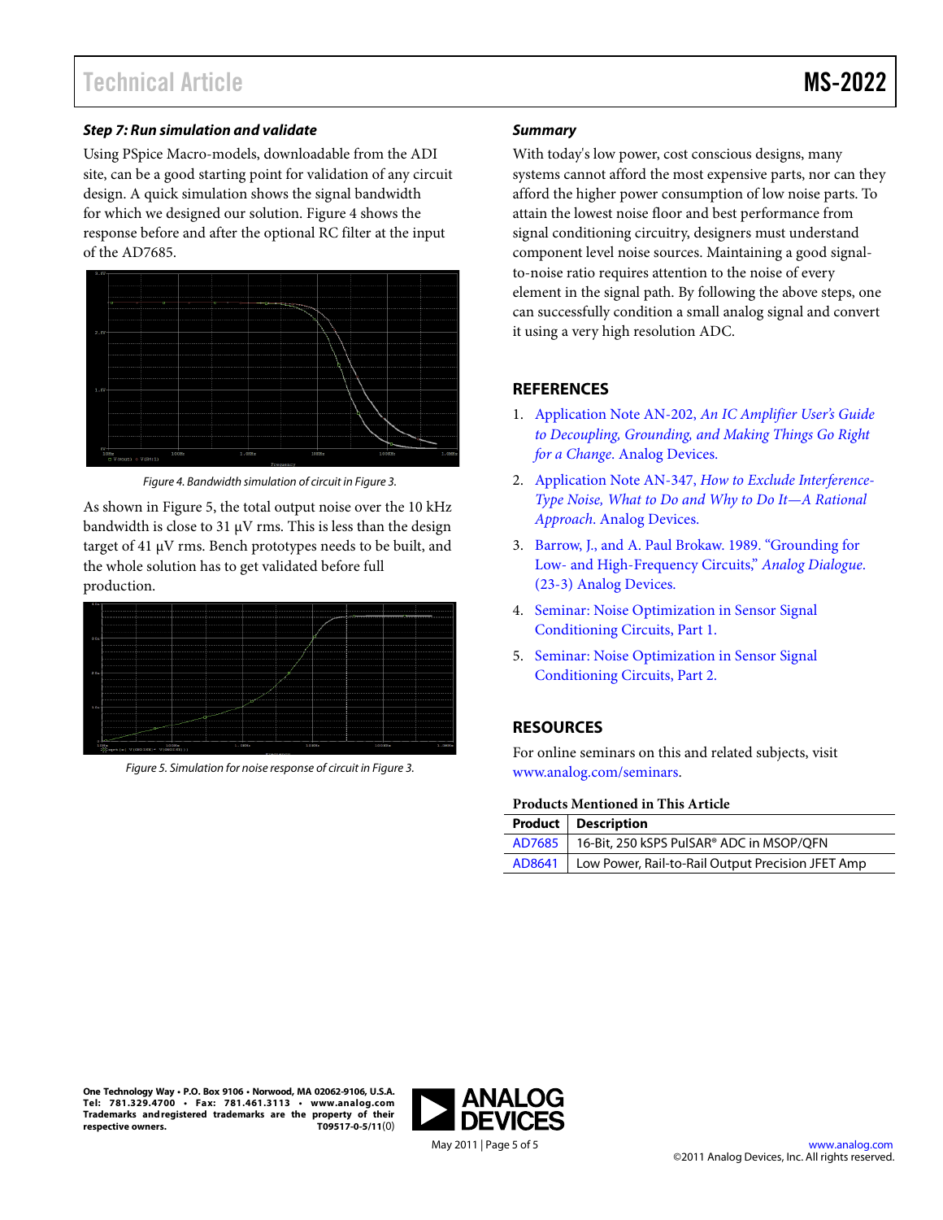### Step 7: Run simulation and validate

Using PSpice Macro-models, downloadable from the ADI site, can be a good starting point for validation of any circuit design. A quick simulation shows the signal bandwidth for which we designed our solution. Figure 4 shows the response before and after the optional RC filter at the input of the AD7685.

Figure 4. Bandwidth simulation of circuit in Figure 3.

As shown in Figure 5, the total output noise over the 10 kHz bandwidth is close to 31 µV rms. This is less than the design target of 41 µV rms. Bench prototypes needs to be built, and the whole solution has to get validated before full production.

Figure 5. Simulation for noise response of circuit in Figure 3.

### Summary

With today's low power, cost conscious designs, many systems cannot afford the most expensive parts, nor can they afford the higher power consumption of low noise parts. To attain the lowest noise floor and best performance from signal conditioning circuitry, designers must understand component level noise sources. Maintaining a good signal-to-noise ratio requires attention to the noise of every element in the signal path. By following the above steps, one can successfully condition a small analog signal and convert it using a very high resolution ADC.

## REFERENCES

1. Application Note AN-202, *An IC Amplifier User's Guide to Decoupling, Grounding, and Making Things Go Right for a Change*. Analog Devices.
2. Application Note AN-347, *How to Exclude Interference-Type Noise, What to Do and Why to Do It—A Rational Approach*. Analog Devices.
3. Barrow, J., and A. Paul Brokaw. 1989. "Grounding for Low- and High-Frequency Circuits," *Analog Dialogue*. (23-3) Analog Devices.
4. Seminar: Noise Optimization in Sensor Signal Conditioning Circuits, Part 1.
5. Seminar: Noise Optimization in Sensor Signal Conditioning Circuits, Part 2.

## RESOURCES

For online seminars on this and related subjects, visit www.analog.com/seminars.

**Products Mentioned in This Article**

| Product | Description |
|---|---|
| AD7685 | 16-Bit, 250 kSPS PulSAR® ADC in MSOP/QFN |
| AD8641 | Low Power, Rail-to-Rail Output Precision JFET Amp |

One Technology Way • P.O. Box 9106 • Norwood, MA 02062-9106, U.S.A.
Tel: 781.329.4700 • Fax: 781.461.3113 • www.analog.com
Trademarks and registered trademarks are the property of their respective owners. T09517-0-5/11(0)

©2011 Analog Devices, Inc. All rights reserved.